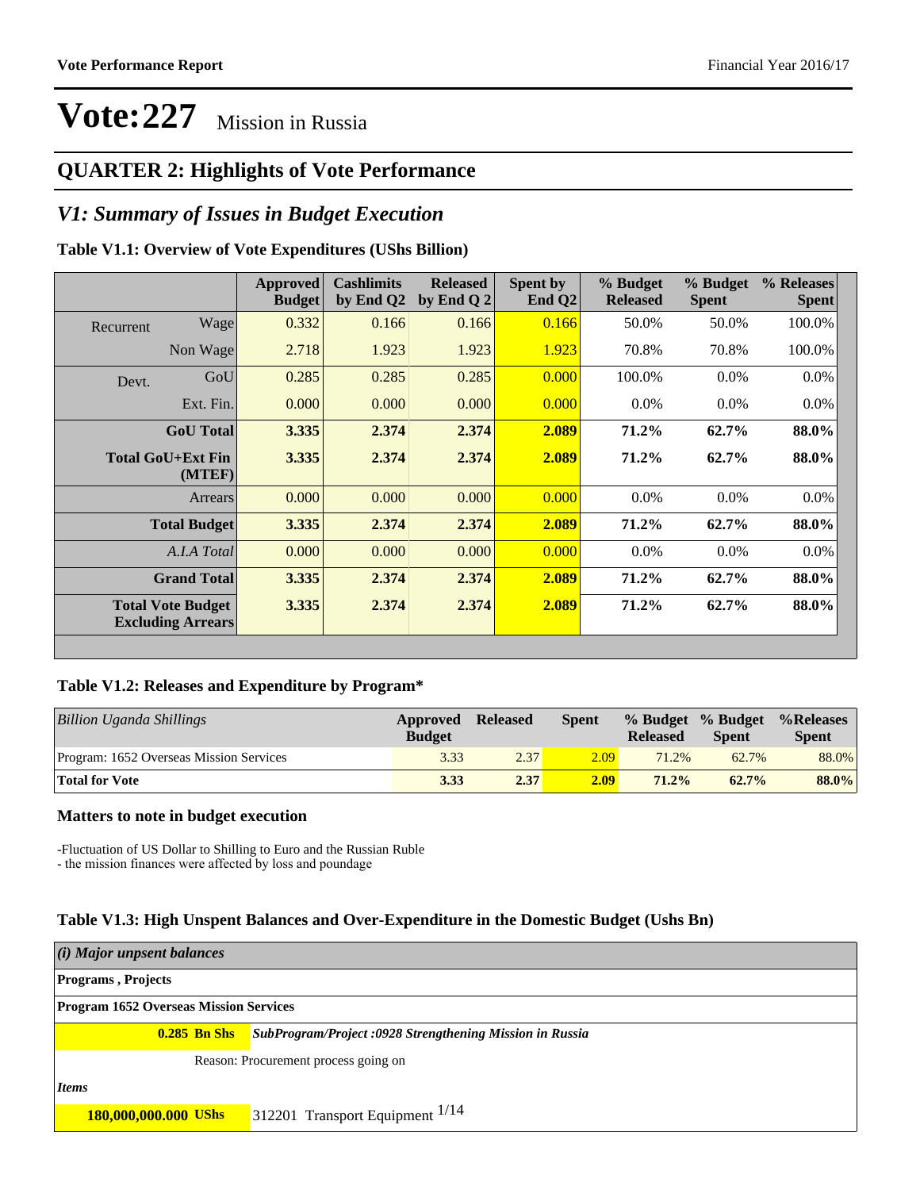# Vote:227 Mission in Russia

## QUARTER 2: Highlights of Vote Performance

## *V1: Summary of Issues in Budget Execution*

### Table V1.1: Overview of Vote Expenditures (UShs Billion)

| | | Approved Budget | Cashlimits by End Q2 | Released by End Q 2 | Spent by End Q2 | % Budget Released | % Budget Spent | % Releases Spent |
|---|---|---|---|---|---|---|---|---|
| Recurrent | Wage | 0.332 | 0.166 | 0.166 | 0.166 | 50.0% | 50.0% | 100.0% |
| | Non Wage | 2.718 | 1.923 | 1.923 | 1.923 | 70.8% | 70.8% | 100.0% |
| Devt. | GoU | 0.285 | 0.285 | 0.285 | 0.000 | 100.0% | 0.0% | 0.0% |
| | Ext. Fin. | 0.000 | 0.000 | 0.000 | 0.000 | 0.0% | 0.0% | 0.0% |
| | **GoU Total** | **3.335** | **2.374** | **2.374** | **2.089** | **71.2%** | **62.7%** | **88.0%** |
| | **Total GoU+Ext Fin (MTEF)** | **3.335** | **2.374** | **2.374** | **2.089** | **71.2%** | **62.7%** | **88.0%** |
| | Arrears | 0.000 | 0.000 | 0.000 | 0.000 | 0.0% | 0.0% | 0.0% |
| | **Total Budget** | **3.335** | **2.374** | **2.374** | **2.089** | **71.2%** | **62.7%** | **88.0%** |
| | *A.I.A Total* | 0.000 | 0.000 | 0.000 | 0.000 | 0.0% | 0.0% | 0.0% |
| | **Grand Total** | **3.335** | **2.374** | **2.374** | **2.089** | **71.2%** | **62.7%** | **88.0%** |
| | **Total Vote Budget Excluding Arrears** | **3.335** | **2.374** | **2.374** | **2.089** | **71.2%** | **62.7%** | **88.0%** |

### Table V1.2: Releases and Expenditure by Program*

| *Billion Uganda Shillings* | Approved Budget | Released | Spent | % Budget Released | % Budget Spent | %Releases Spent |
|---|---|---|---|---|---|---|
| Program: 1652 Overseas Mission Services | 3.33 | 2.37 | 2.09 | 71.2% | 62.7% | 88.0% |
| **Total for Vote** | **3.33** | **2.37** | **2.09** | **71.2%** | **62.7%** | **88.0%** |

### Matters to note in budget execution

-Fluctuation of US Dollar to Shilling to Euro and the Russian Ruble
- the mission finances were affected by loss and poundage

### Table V1.3: High Unspent Balances and Over-Expenditure in the Domestic Budget (Ushs Bn)

| *(i) Major unpsent balances* | |
|---|---|
| **Programs , Projects** | |
| **Program 1652 Overseas Mission Services** | |
| **0.285 Bn Shs** | ***SubProgram/Project :0928 Strengthening Mission in Russia*** |
| | Reason: Procurement process going on |
| ***Items*** | |
| **180,000,000.000 UShs** | 312201 Transport Equipment |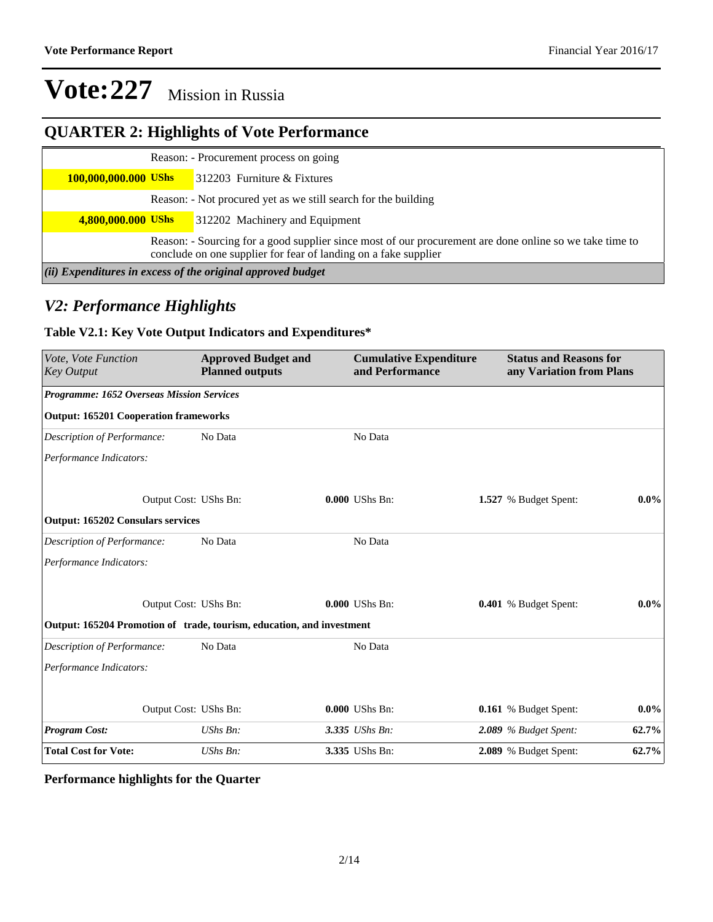# Vote:227 Mission in Russia

## QUARTER 2: Highlights of Vote Performance

| | |
|---|---|
| | Reason: - Procurement process on going |
| **100,000,000.000 UShs** | 312203 Furniture & Fixtures |
| | Reason: - Not procured yet as we still search for the building |
| **4,800,000.000 UShs** | 312202 Machinery and Equipment |
| | Reason: - Sourcing for a good supplier since most of our procurement are done online so we take time to conclude on one supplier for fear of landing on a fake supplier |

***(ii) Expenditures in excess of the original approved budget***

## *V2: Performance Highlights*

### Table V2.1: Key Vote Output Indicators and Expenditures*

| *Vote, Vote Function Key Output* | **Approved Budget and Planned outputs** | **Cumulative Expenditure and Performance** | **Status and Reasons for any Variation from Plans** |
|---|---|---|---|
| ***Programme: 1652 Overseas Mission Services*** | | | |
| **Output: 165201 Cooperation frameworks** | | | |
| *Description of Performance:* | No Data | No Data | |
| *Performance Indicators:* | | | |
| Output Cost: UShs Bn: | **0.000** UShs Bn: | **1.527** % Budget Spent: | **0.0%** |
| **Output: 165202 Consulars services** | | | |
| *Description of Performance:* | No Data | No Data | |
| *Performance Indicators:* | | | |
| Output Cost: UShs Bn: | **0.000** UShs Bn: | **0.401** % Budget Spent: | **0.0%** |
| **Output: 165204 Promotion of trade, tourism, education, and investment** | | | |
| *Description of Performance:* | No Data | No Data | |
| *Performance Indicators:* | | | |
| Output Cost: UShs Bn: | **0.000** UShs Bn: | **0.161** % Budget Spent: | **0.0%** |
| ***Program Cost:*** *UShs Bn:* | ***3.335*** *UShs Bn:* | ***2.089*** *% Budget Spent:* | **62.7%** |
| **Total Cost for Vote:** UShs Bn: | **3.335** UShs Bn: | **2.089** % Budget Spent: | **62.7%** |

**Performance highlights for the Quarter**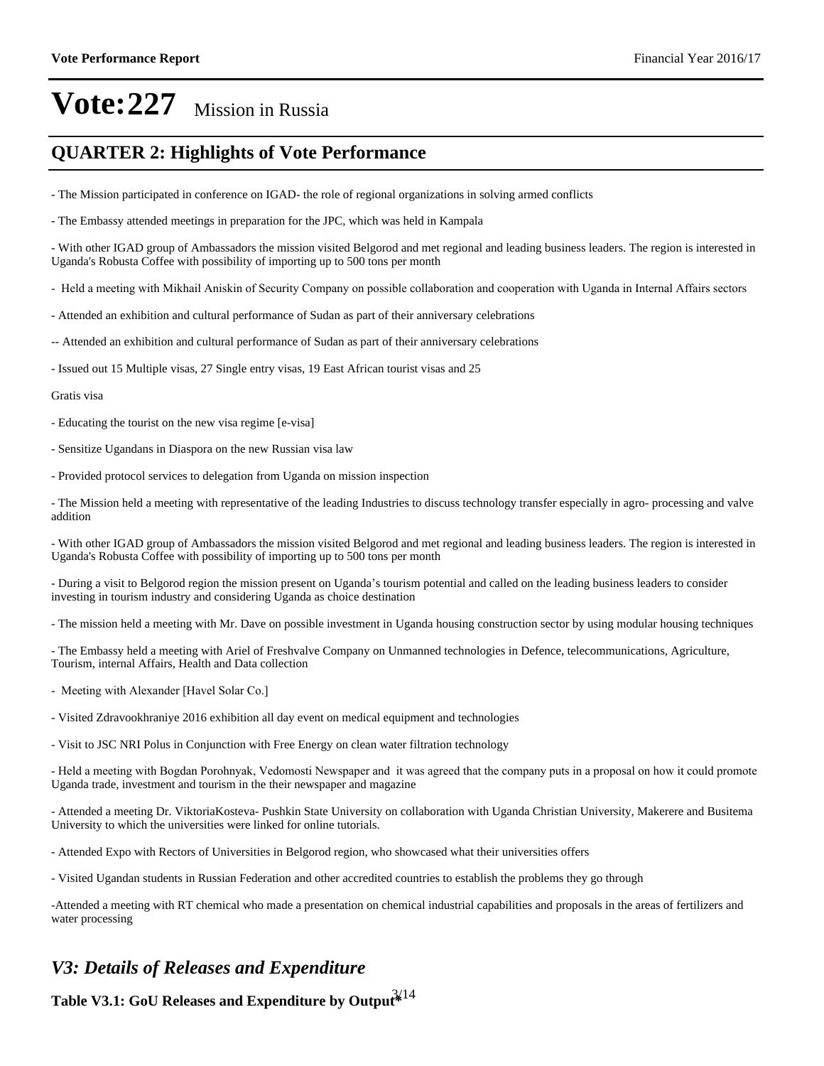# Vote:227 Mission in Russia

## QUARTER 2: Highlights of Vote Performance

- The Mission participated in conference on IGAD- the role of regional organizations in solving armed conflicts

- The Embassy attended meetings in preparation for the JPC, which was held in Kampala

- With other IGAD group of Ambassadors the mission visited Belgorod and met regional and leading business leaders. The region is interested in Uganda's Robusta Coffee with possibility of importing up to 500 tons per month

- Held a meeting with Mikhail Aniskin of Security Company on possible collaboration and cooperation with Uganda in Internal Affairs sectors

- Attended an exhibition and cultural performance of Sudan as part of their anniversary celebrations

-- Attended an exhibition and cultural performance of Sudan as part of their anniversary celebrations

- Issued out 15 Multiple visas, 27 Single entry visas, 19 East African tourist visas and 25

Gratis visa

- Educating the tourist on the new visa regime [e-visa]

- Sensitize Ugandans in Diaspora on the new Russian visa law

- Provided protocol services to delegation from Uganda on mission inspection

- The Mission held a meeting with representative of the leading Industries to discuss technology transfer especially in agro- processing and valve addition

- With other IGAD group of Ambassadors the mission visited Belgorod and met regional and leading business leaders. The region is interested in Uganda's Robusta Coffee with possibility of importing up to 500 tons per month

- During a visit to Belgorod region the mission present on Uganda's tourism potential and called on the leading business leaders to consider investing in tourism industry and considering Uganda as choice destination

- The mission held a meeting with Mr. Dave on possible investment in Uganda housing construction sector by using modular housing techniques

- The Embassy held a meeting with Ariel of Freshvalve Company on Unmanned technologies in Defence, telecommunications, Agriculture, Tourism, internal Affairs, Health and Data collection

- Meeting with Alexander [Havel Solar Co.]

- Visited Zdravookhraniye 2016 exhibition all day event on medical equipment and technologies

- Visit to JSC NRI Polus in Conjunction with Free Energy on clean water filtration technology

- Held a meeting with Bogdan Porohnyak, Vedomosti Newspaper and it was agreed that the company puts in a proposal on how it could promote Uganda trade, investment and tourism in the their newspaper and magazine

- Attended a meeting Dr. ViktoriaKosteva- Pushkin State University on collaboration with Uganda Christian University, Makerere and Busitema University to which the universities were linked for online tutorials.

- Attended Expo with Rectors of Universities in Belgorod region, who showcased what their universities offers

- Visited Ugandan students in Russian Federation and other accredited countries to establish the problems they go through

-Attended a meeting with RT chemical who made a presentation on chemical industrial capabilities and proposals in the areas of fertilizers and water processing

## *V3: Details of Releases and Expenditure*

**Table V3.1: GoU Releases and Expenditure by Output***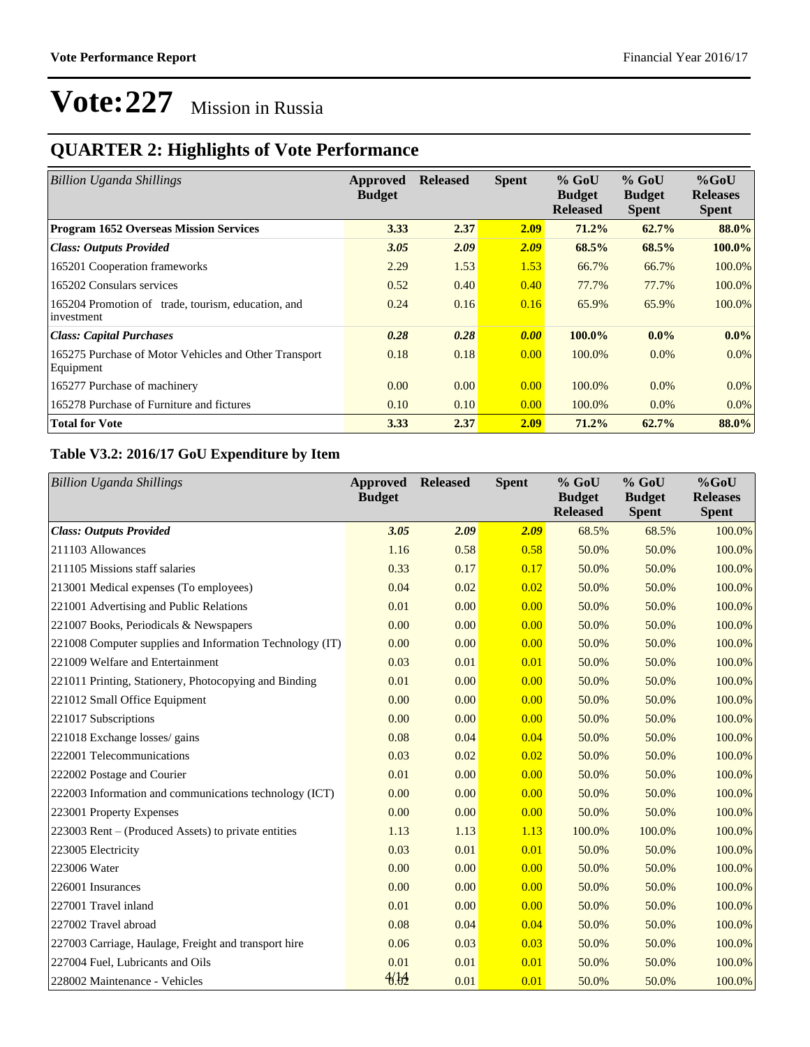# Vote:227 Mission in Russia

## QUARTER 2: Highlights of Vote Performance

| *Billion Uganda Shillings* | Approved Budget | Released | Spent | % GoU Budget Released | % GoU Budget Spent | %GoU Releases Spent |
|---|---|---|---|---|---|---|
| **Program 1652 Overseas Mission Services** | **3.33** | **2.37** | **2.09** | **71.2%** | **62.7%** | **88.0%** |
| ***Class: Outputs Provided*** | ***3.05*** | ***2.09*** | ***2.09*** | **68.5%** | **68.5%** | **100.0%** |
| 165201 Cooperation frameworks | 2.29 | 1.53 | 1.53 | 66.7% | 66.7% | 100.0% |
| 165202 Consulars services | 0.52 | 0.40 | 0.40 | 77.7% | 77.7% | 100.0% |
| 165204 Promotion of trade, tourism, education, and investment | 0.24 | 0.16 | 0.16 | 65.9% | 65.9% | 100.0% |
| ***Class: Capital Purchases*** | ***0.28*** | ***0.28*** | ***0.00*** | **100.0%** | **0.0%** | **0.0%** |
| 165275 Purchase of Motor Vehicles and Other Transport Equipment | 0.18 | 0.18 | 0.00 | 100.0% | 0.0% | 0.0% |
| 165277 Purchase of machinery | 0.00 | 0.00 | 0.00 | 100.0% | 0.0% | 0.0% |
| 165278 Purchase of Furniture and fictures | 0.10 | 0.10 | 0.00 | 100.0% | 0.0% | 0.0% |
| **Total for Vote** | **3.33** | **2.37** | **2.09** | **71.2%** | **62.7%** | **88.0%** |

### Table V3.2: 2016/17 GoU Expenditure by Item

| *Billion Uganda Shillings* | Approved Budget | Released | Spent | % GoU Budget Released | % GoU Budget Spent | %GoU Releases Spent |
|---|---|---|---|---|---|---|
| ***Class: Outputs Provided*** | ***3.05*** | ***2.09*** | ***2.09*** | 68.5% | 68.5% | 100.0% |
| 211103 Allowances | 1.16 | 0.58 | 0.58 | 50.0% | 50.0% | 100.0% |
| 211105 Missions staff salaries | 0.33 | 0.17 | 0.17 | 50.0% | 50.0% | 100.0% |
| 213001 Medical expenses (To employees) | 0.04 | 0.02 | 0.02 | 50.0% | 50.0% | 100.0% |
| 221001 Advertising and Public Relations | 0.01 | 0.00 | 0.00 | 50.0% | 50.0% | 100.0% |
| 221007 Books, Periodicals & Newspapers | 0.00 | 0.00 | 0.00 | 50.0% | 50.0% | 100.0% |
| 221008 Computer supplies and Information Technology (IT) | 0.00 | 0.00 | 0.00 | 50.0% | 50.0% | 100.0% |
| 221009 Welfare and Entertainment | 0.03 | 0.01 | 0.01 | 50.0% | 50.0% | 100.0% |
| 221011 Printing, Stationery, Photocopying and Binding | 0.01 | 0.00 | 0.00 | 50.0% | 50.0% | 100.0% |
| 221012 Small Office Equipment | 0.00 | 0.00 | 0.00 | 50.0% | 50.0% | 100.0% |
| 221017 Subscriptions | 0.00 | 0.00 | 0.00 | 50.0% | 50.0% | 100.0% |
| 221018 Exchange losses/ gains | 0.08 | 0.04 | 0.04 | 50.0% | 50.0% | 100.0% |
| 222001 Telecommunications | 0.03 | 0.02 | 0.02 | 50.0% | 50.0% | 100.0% |
| 222002 Postage and Courier | 0.01 | 0.00 | 0.00 | 50.0% | 50.0% | 100.0% |
| 222003 Information and communications technology (ICT) | 0.00 | 0.00 | 0.00 | 50.0% | 50.0% | 100.0% |
| 223001 Property Expenses | 0.00 | 0.00 | 0.00 | 50.0% | 50.0% | 100.0% |
| 223003 Rent – (Produced Assets) to private entities | 1.13 | 1.13 | 1.13 | 100.0% | 100.0% | 100.0% |
| 223005 Electricity | 0.03 | 0.01 | 0.01 | 50.0% | 50.0% | 100.0% |
| 223006 Water | 0.00 | 0.00 | 0.00 | 50.0% | 50.0% | 100.0% |
| 226001 Insurances | 0.00 | 0.00 | 0.00 | 50.0% | 50.0% | 100.0% |
| 227001 Travel inland | 0.01 | 0.00 | 0.00 | 50.0% | 50.0% | 100.0% |
| 227002 Travel abroad | 0.08 | 0.04 | 0.04 | 50.0% | 50.0% | 100.0% |
| 227003 Carriage, Haulage, Freight and transport hire | 0.06 | 0.03 | 0.03 | 50.0% | 50.0% | 100.0% |
| 227004 Fuel, Lubricants and Oils | 0.01 | 0.01 | 0.01 | 50.0% | 50.0% | 100.0% |
| 228002 Maintenance - Vehicles | 0.02 | 0.01 | 0.01 | 50.0% | 50.0% | 100.0% |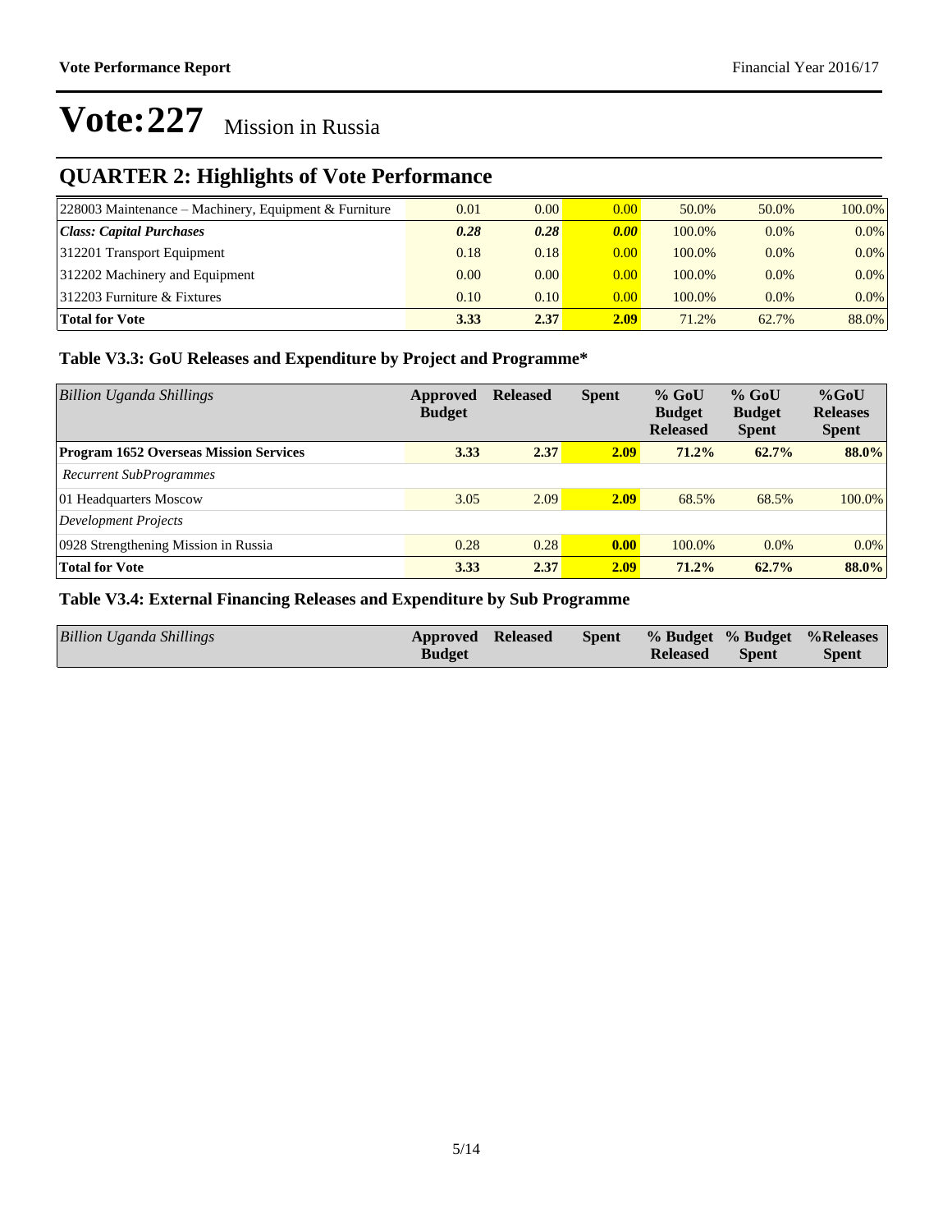# Vote:227 Mission in Russia

## QUARTER 2: Highlights of Vote Performance

| | | | | | | |
|---|---|---|---|---|---|---|
| 228003 Maintenance – Machinery, Equipment & Furniture | 0.01 | 0.00 | 0.00 | 50.0% | 50.0% | 100.0% |
| ***Class: Capital Purchases*** | ***0.28*** | ***0.28*** | ***0.00*** | 100.0% | 0.0% | 0.0% |
| 312201 Transport Equipment | 0.18 | 0.18 | 0.00 | 100.0% | 0.0% | 0.0% |
| 312202 Machinery and Equipment | 0.00 | 0.00 | 0.00 | 100.0% | 0.0% | 0.0% |
| 312203 Furniture & Fixtures | 0.10 | 0.10 | 0.00 | 100.0% | 0.0% | 0.0% |
| **Total for Vote** | **3.33** | **2.37** | **2.09** | 71.2% | 62.7% | 88.0% |

### Table V3.3: GoU Releases and Expenditure by Project and Programme*

| *Billion Uganda Shillings* | **Approved Budget** | **Released** | **Spent** | **% GoU Budget Released** | **% GoU Budget Spent** | **%GoU Releases Spent** |
|---|---|---|---|---|---|---|
| **Program 1652 Overseas Mission Services** | **3.33** | **2.37** | **2.09** | **71.2%** | **62.7%** | **88.0%** |
| *Recurrent SubProgrammes* | | | | | | |
| 01 Headquarters Moscow | 3.05 | 2.09 | 2.09 | 68.5% | 68.5% | 100.0% |
| *Development Projects* | | | | | | |
| 0928 Strengthening Mission in Russia | 0.28 | 0.28 | 0.00 | 100.0% | 0.0% | 0.0% |
| **Total for Vote** | **3.33** | **2.37** | **2.09** | **71.2%** | **62.7%** | **88.0%** |

### Table V3.4: External Financing Releases and Expenditure by Sub Programme

| *Billion Uganda Shillings* | **Approved Budget** | **Released** | **Spent** | **% Budget Released** | **% Budget Spent** | **%Releases Spent** |
|---|---|---|---|---|---|---|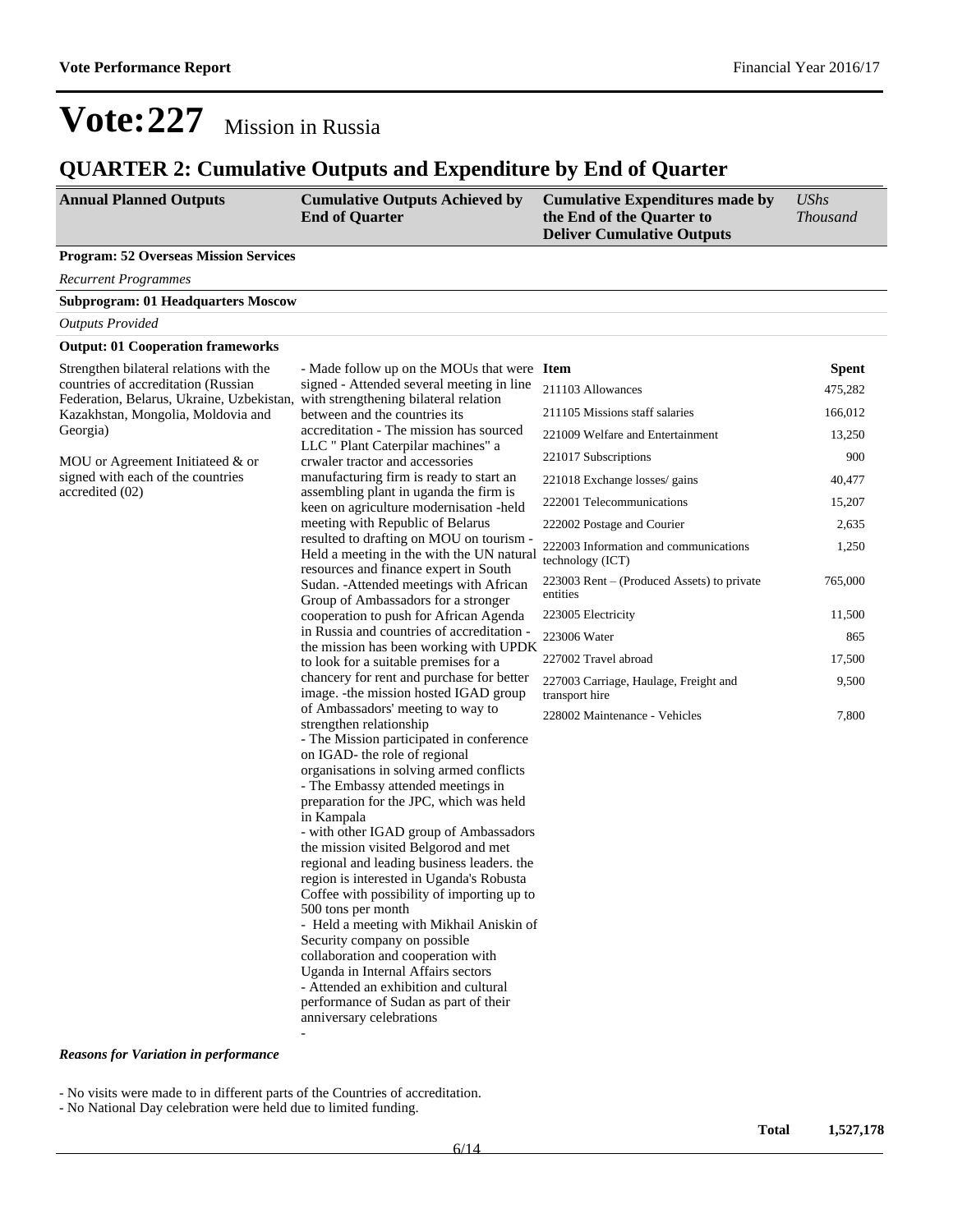# Vote:227 Mission in Russia

## QUARTER 2: Cumulative Outputs and Expenditure by End of Quarter

| Annual Planned Outputs | Cumulative Outputs Achieved by End of Quarter | Cumulative Expenditures made by the End of the Quarter to Deliver Cumulative Outputs | USh*s Thousand* |
|---|---|---|---|

**Program: 52 Overseas Mission Services**

*Recurrent Programmes*

**Subprogram: 01 Headquarters Moscow**

*Outputs Provided*

**Output: 01 Cooperation frameworks**

Strengthen bilateral relations with the countries of accreditation (Russian Federation, Belarus, Ukraine, Uzbekistan, Kazakhstan, Mongolia, Moldovia and Georgia)

MOU or Agreement Initiateed & or signed with each of the countries accredited (02)

- Made follow up on the MOUs that were signed - Attended several meeting in line with strengthening bilateral relation between and the countries its accreditation - The mission has sourced LLC " Plant Caterpilar machines" a crwaler tractor and accessories manufacturing firm is ready to start an assembling plant in uganda the firm is keen on agriculture modernisation -held meeting with Republic of Belarus resulted to drafting on MOU on tourism - Held a meeting in the with the UN natural resources and finance expert in South Sudan. -Attended meetings with African Group of Ambassadors for a stronger cooperation to push for African Agenda in Russia and countries of accreditation - the mission has been working with UPDK to look for a suitable premises for a chancery for rent and purchase for better image. -the mission hosted IGAD group of Ambassadors' meeting to way to strengthen relationship
- The Mission participated in conference on IGAD- the role of regional organisations in solving armed conflicts
- The Embassy attended meetings in preparation for the JPC, which was held in Kampala
- with other IGAD group of Ambassadors the mission visited Belgorod and met regional and leading business leaders. the region is interested in Uganda's Robusta Coffee with possibility of importing up to 500 tons per month
- Held a meeting with Mikhail Aniskin of Security company on possible collaboration and cooperation with Uganda in Internal Affairs sectors
- Attended an exhibition and cultural performance of Sudan as part of their anniversary celebrations
-

| Item | Spent |
|---|---|
| 211103 Allowances | 475,282 |
| 211105 Missions staff salaries | 166,012 |
| 221009 Welfare and Entertainment | 13,250 |
| 221017 Subscriptions | 900 |
| 221018 Exchange losses/ gains | 40,477 |
| 222001 Telecommunications | 15,207 |
| 222002 Postage and Courier | 2,635 |
| 222003 Information and communications technology (ICT) | 1,250 |
| 223003 Rent – (Produced Assets) to private entities | 765,000 |
| 223005 Electricity | 11,500 |
| 223006 Water | 865 |
| 227002 Travel abroad | 17,500 |
| 227003 Carriage, Haulage, Freight and transport hire | 9,500 |
| 228002 Maintenance - Vehicles | 7,800 |

***Reasons for Variation in performance***

- No visits were made to in different parts of the Countries of accreditation.
- No National Day celebration were held due to limited funding.

**Total 1,527,178**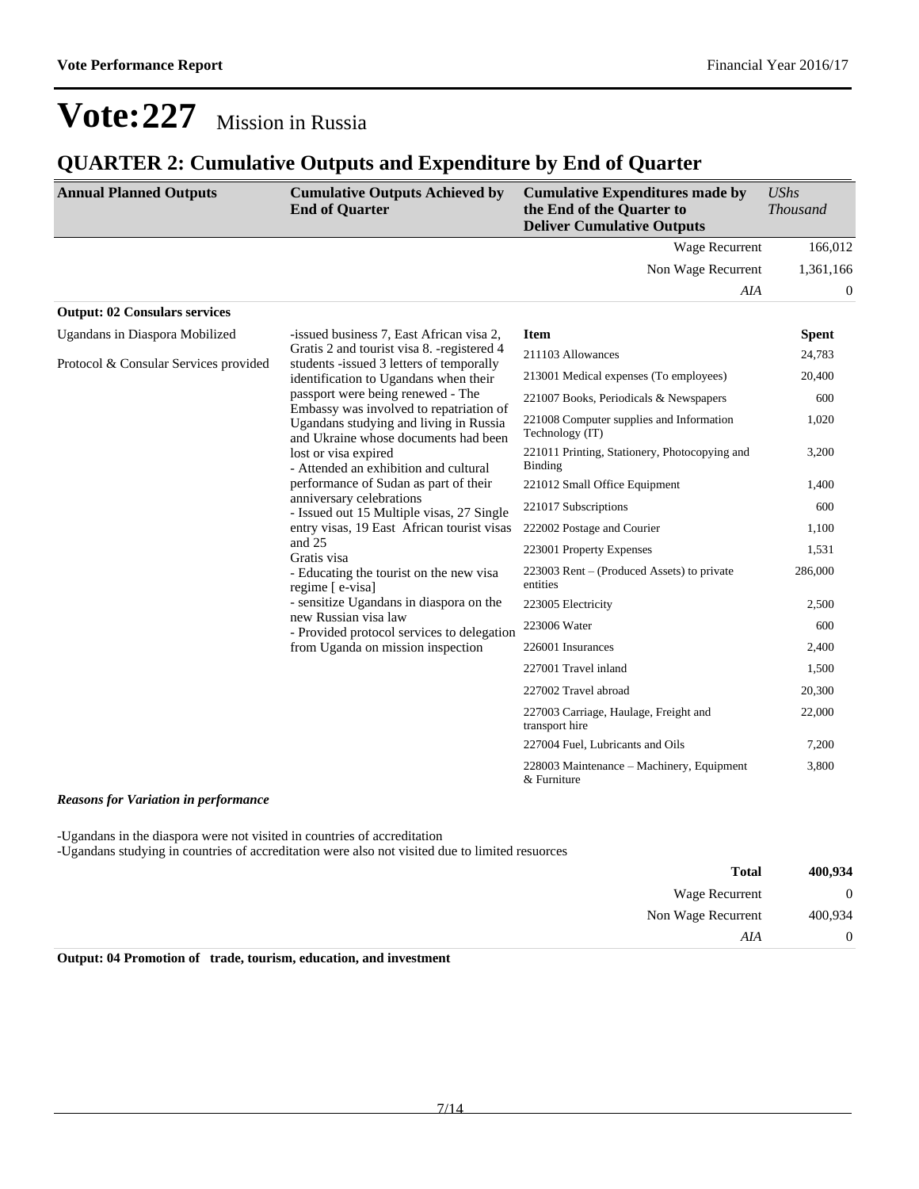# Vote:227 Mission in Russia

## QUARTER 2: Cumulative Outputs and Expenditure by End of Quarter

| Annual Planned Outputs | Cumulative Outputs Achieved by End of Quarter | Cumulative Expenditures made by the End of the Quarter to Deliver Cumulative Outputs | *UShs Thousand* |
|---|---|---|---|
| | | Wage Recurrent | 166,012 |
| | | Non Wage Recurrent | 1,361,166 |
| | | *AIA* | 0 |

**Output: 02 Consulars services**

| Annual Planned Outputs | Cumulative Outputs Achieved by End of Quarter | Item | Spent |
|---|---|---|---|
| Ugandans in Diaspora Mobilized<br><br>Protocol & Consular Services provided | -issued business 7, East African visa 2, Gratis 2 and tourist visa 8. -registered 4 students -issued 3 letters of temporally identification to Ugandans when their passport were being renewed - The Embassy was involved to repatriation of Ugandans studying and living in Russia and Ukraine whose documents had been lost or visa expired<br>- Attended an exhibition and cultural performance of Sudan as part of their anniversary celebrations<br>- Issued out 15 Multiple visas, 27 Single entry visas, 19 East African tourist visas and 25<br>Gratis visa<br>- Educating the tourist on the new visa regime [ e-visa]<br>- sensitize Ugandans in diaspora on the new Russian visa law<br>- Provided protocol services to delegation from Uganda on mission inspection | 211103 Allowances | 24,783 |
| | | 213001 Medical expenses (To employees) | 20,400 |
| | | 221007 Books, Periodicals & Newspapers | 600 |
| | | 221008 Computer supplies and Information Technology (IT) | 1,020 |
| | | 221011 Printing, Stationery, Photocopying and Binding | 3,200 |
| | | 221012 Small Office Equipment | 1,400 |
| | | 221017 Subscriptions | 600 |
| | | 222002 Postage and Courier | 1,100 |
| | | 223001 Property Expenses | 1,531 |
| | | 223003 Rent – (Produced Assets) to private entities | 286,000 |
| | | 223005 Electricity | 2,500 |
| | | 223006 Water | 600 |
| | | 226001 Insurances | 2,400 |
| | | 227001 Travel inland | 1,500 |
| | | 227002 Travel abroad | 20,300 |
| | | 227003 Carriage, Haulage, Freight and transport hire | 22,000 |
| | | 227004 Fuel, Lubricants and Oils | 7,200 |
| | | 228003 Maintenance – Machinery, Equipment & Furniture | 3,800 |

***Reasons for Variation in performance***

-Ugandans in the diaspora were not visited in countries of accreditation
-Ugandans studying in countries of accreditation were also not visited due to limited resuorces

| | |
|---|---|
| **Total** | **400,934** |
| Wage Recurrent | 0 |
| Non Wage Recurrent | 400,934 |
| *AIA* | 0 |

**Output: 04 Promotion of trade, tourism, education, and investment**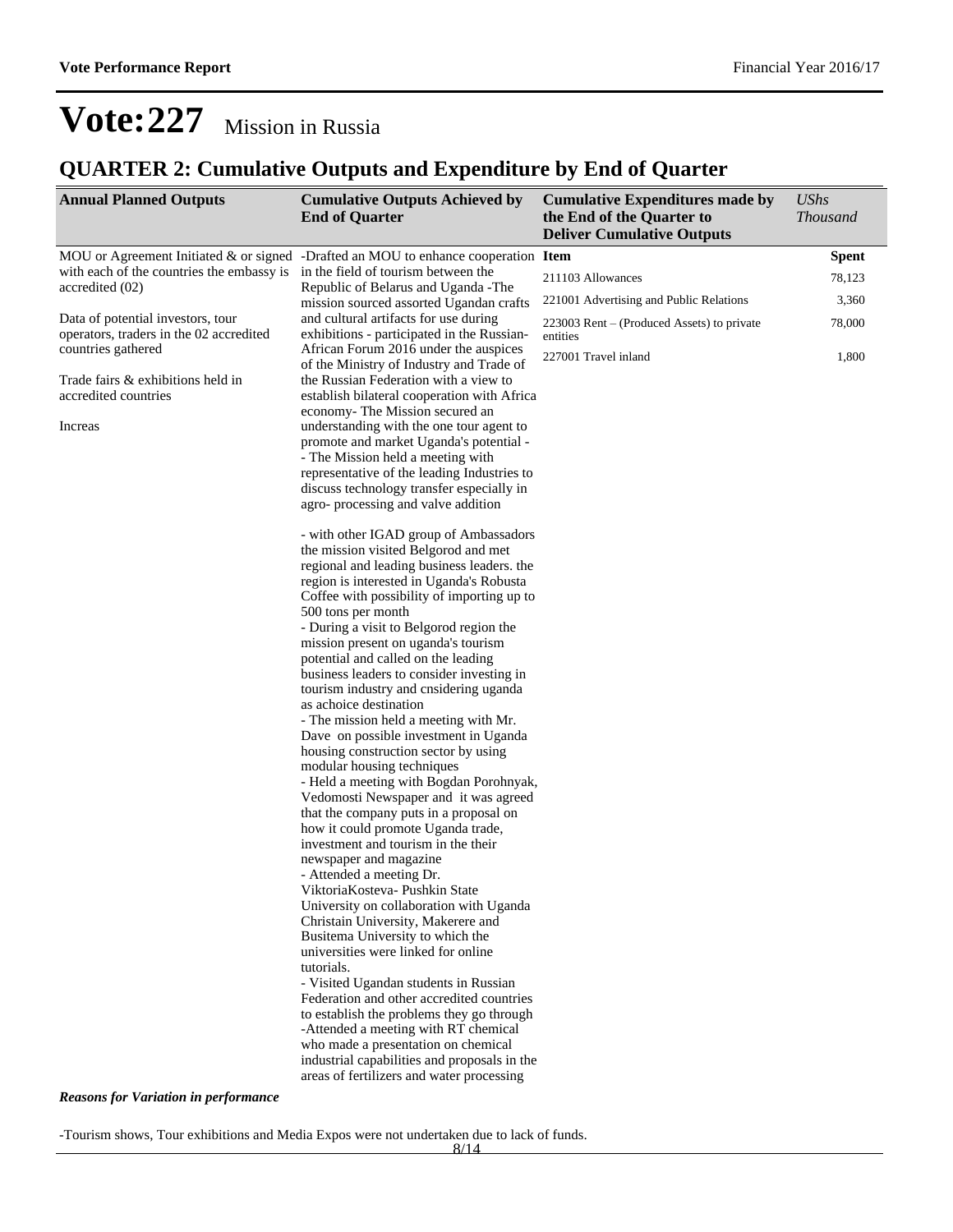# Vote:227 Mission in Russia

## QUARTER 2: Cumulative Outputs and Expenditure by End of Quarter

| Annual Planned Outputs | Cumulative Outputs Achieved by End of Quarter | Cumulative Expenditures made by the End of the Quarter to Deliver Cumulative Outputs | *UShs Thousand* |
|---|---|---|---|
| MOU or Agreement Initiated & or signed with each of the countries the embassy is accredited (02)<br><br>Data of potential investors, tour operators, traders in the 02 accredited countries gathered<br><br>Trade fairs & exhibitions held in accredited countries<br><br>Increas | -Drafted an MOU to enhance cooperation in the field of tourism between the Republic of Belarus and Uganda -The mission sourced assorted Ugandan crafts and cultural artifacts for use during exhibitions - participated in the Russian-African Forum 2016 under the auspices of the Ministry of Industry and Trade of the Russian Federation with a view to establish bilateral cooperation with Africa economy- The Mission secured an understanding with the one tour agent to promote and market Uganda's potential -<br>- The Mission held a meeting with representative of the leading Industries to discuss technology transfer especially in agro- processing and valve addition<br><br>- with other IGAD group of Ambassadors the mission visited Belgorod and met regional and leading business leaders. the region is interested in Uganda's Robusta Coffee with possibility of importing up to 500 tons per month<br>- During a visit to Belgorod region the mission present on uganda's tourism potential and called on the leading business leaders to consider investing in tourism industry and cnsidering uganda as achoice destination<br>- The mission held a meeting with Mr. Dave on possible investment in Uganda housing construction sector by using modular housing techniques<br>- Held a meeting with Bogdan Porohnyak, Vedomosti Newspaper and it was agreed that the company puts in a proposal on how it could promote Uganda trade, investment and tourism in the their newspaper and magazine<br>- Attended a meeting Dr. ViktoriaKosteva- Pushkin State University on collaboration with Uganda Christain University, Makerere and Busitema University to which the universities were linked for online tutorials.<br>- Visited Ugandan students in Russian Federation and other accredited countries to establish the problems they go through<br>-Attended a meeting with RT chemical who made a presentation on chemical industrial capabilities and proposals in the areas of fertilizers and water processing | **Item** | **Spent** |
| | | 211103 Allowances | 78,123 |
| | | 221001 Advertising and Public Relations | 3,360 |
| | | 223003 Rent – (Produced Assets) to private entities | 78,000 |
| | | 227001 Travel inland | 1,800 |

***Reasons for Variation in performance***

-Tourism shows, Tour exhibitions and Media Expos were not undertaken due to lack of funds.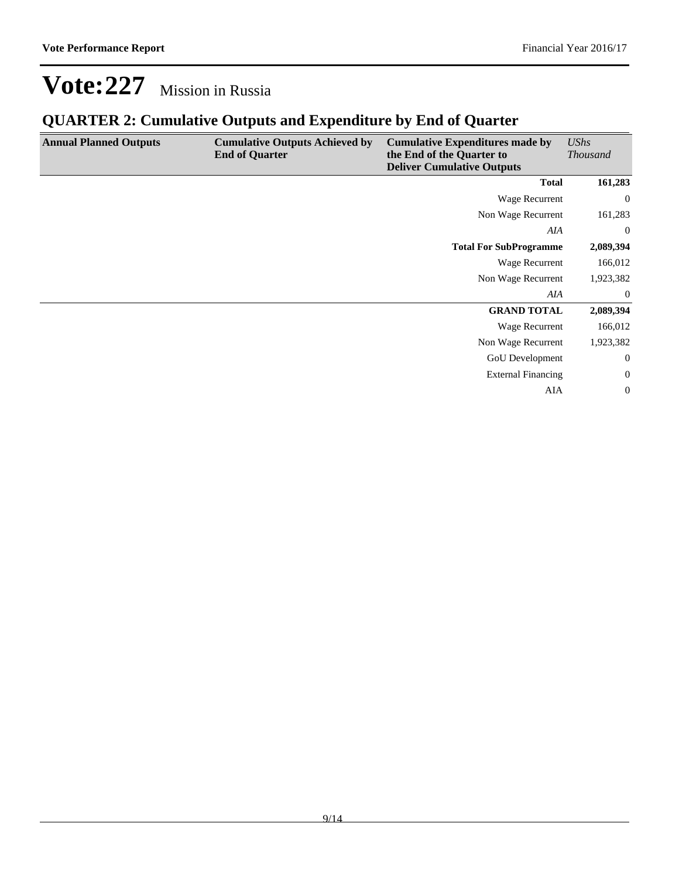# Vote:227 Mission in Russia

## QUARTER 2: Cumulative Outputs and Expenditure by End of Quarter

| Annual Planned Outputs | Cumulative Outputs Achieved by End of Quarter | Cumulative Expenditures made by the End of the Quarter to Deliver Cumulative Outputs | *UShs Thousand* |
|---|---|---|---|
| | | **Total** | **161,283** |
| | | Wage Recurrent | 0 |
| | | Non Wage Recurrent | 161,283 |
| | | *AIA* | 0 |
| | | **Total For SubProgramme** | **2,089,394** |
| | | Wage Recurrent | 166,012 |
| | | Non Wage Recurrent | 1,923,382 |
| | | *AIA* | 0 |
| | | **GRAND TOTAL** | **2,089,394** |
| | | Wage Recurrent | 166,012 |
| | | Non Wage Recurrent | 1,923,382 |
| | | GoU Development | 0 |
| | | External Financing | 0 |
| | | AIA | 0 |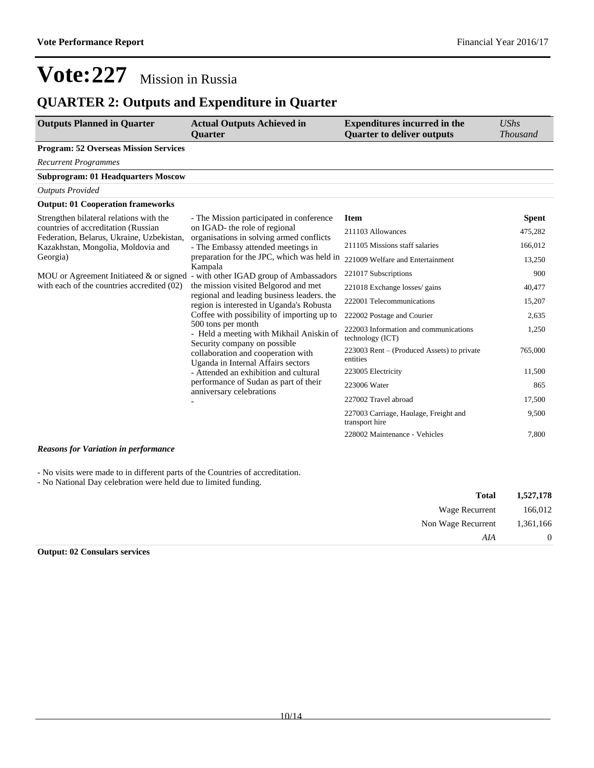# Vote:227 Mission in Russia

## QUARTER 2: Outputs and Expenditure in Quarter

| Outputs Planned in Quarter | Actual Outputs Achieved in Quarter | Expenditures incurred in the Quarter to deliver outputs | *UShs Thousand* |
|---|---|---|---|
| **Program: 52 Overseas Mission Services** | | | |
| *Recurrent Programmes* | | | |
| **Subprogram: 01 Headquarters Moscow** | | | |
| *Outputs Provided* | | | |
| **Output: 01 Cooperation frameworks** | | | |
| Strengthen bilateral relations with the countries of accreditation (Russian Federation, Belarus, Ukraine, Uzbekistan, Kazakhstan, Mongolia, Moldovia and Georgia)<br><br>MOU or Agreement Initiateed & or signed with each of the countries accredited (02) | - The Mission participated in conference on IGAD- the role of regional organisations in solving armed conflicts<br>- The Embassy attended meetings in preparation for the JPC, which was held in Kampala<br>- with other IGAD group of Ambassadors the mission visited Belgorod and met regional and leading business leaders. the region is interested in Uganda's Robusta Coffee with possibility of importing up to 500 tons per month<br>- Held a meeting with Mikhail Aniskin of Security company on possible collaboration and cooperation with Uganda in Internal Affairs sectors<br>- Attended an exhibition and cultural performance of Sudan as part of their anniversary celebrations<br>- | **Item** | **Spent** |
| | | 211103 Allowances | 475,282 |
| | | 211105 Missions staff salaries | 166,012 |
| | | 221009 Welfare and Entertainment | 13,250 |
| | | 221017 Subscriptions | 900 |
| | | 221018 Exchange losses/ gains | 40,477 |
| | | 222001 Telecommunications | 15,207 |
| | | 222002 Postage and Courier | 2,635 |
| | | 222003 Information and communications technology (ICT) | 1,250 |
| | | 223003 Rent – (Produced Assets) to private entities | 765,000 |
| | | 223005 Electricity | 11,500 |
| | | 223006 Water | 865 |
| | | 227002 Travel abroad | 17,500 |
| | | 227003 Carriage, Haulage, Freight and transport hire | 9,500 |
| | | 228002 Maintenance - Vehicles | 7,800 |

***Reasons for Variation in performance***

- No visits were made to in different parts of the Countries of accreditation.
- No National Day celebration were held due to limited funding.

| | |
|---|---|
| **Total** | **1,527,178** |
| Wage Recurrent | 166,012 |
| Non Wage Recurrent | 1,361,166 |
| *AIA* | 0 |

**Output: 02 Consulars services**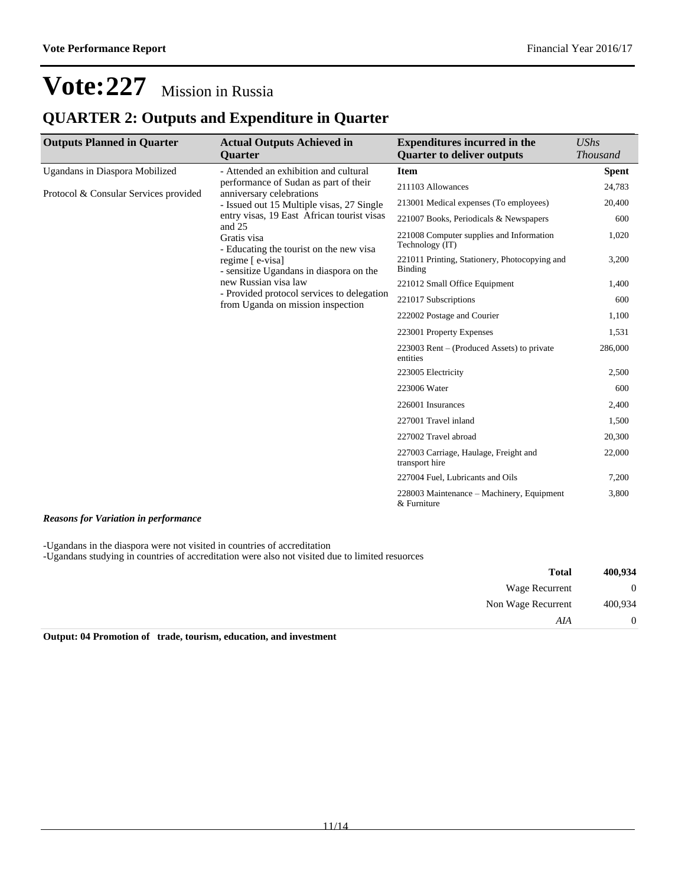# Vote:227 Mission in Russia

## QUARTER 2: Outputs and Expenditure in Quarter

| Outputs Planned in Quarter | Actual Outputs Achieved in Quarter | Expenditures incurred in the Quarter to deliver outputs | *UShs Thousand* |
|---|---|---|---|
| Ugandans in Diaspora Mobilized<br><br>Protocol & Consular Services provided | - Attended an exhibition and cultural performance of Sudan as part of their anniversary celebrations<br>- Issued out 15 Multiple visas, 27 Single entry visas, 19 East African tourist visas and 25 Gratis visa<br>- Educating the tourist on the new visa regime [ e-visa]<br>- sensitize Ugandans in diaspora on the new Russian visa law<br>- Provided protocol services to delegation from Uganda on mission inspection | **Item** | **Spent** |
| | | 211103 Allowances | 24,783 |
| | | 213001 Medical expenses (To employees) | 20,400 |
| | | 221007 Books, Periodicals & Newspapers | 600 |
| | | 221008 Computer supplies and Information Technology (IT) | 1,020 |
| | | 221011 Printing, Stationery, Photocopying and Binding | 3,200 |
| | | 221012 Small Office Equipment | 1,400 |
| | | 221017 Subscriptions | 600 |
| | | 222002 Postage and Courier | 1,100 |
| | | 223001 Property Expenses | 1,531 |
| | | 223003 Rent – (Produced Assets) to private entities | 286,000 |
| | | 223005 Electricity | 2,500 |
| | | 223006 Water | 600 |
| | | 226001 Insurances | 2,400 |
| | | 227001 Travel inland | 1,500 |
| | | 227002 Travel abroad | 20,300 |
| | | 227003 Carriage, Haulage, Freight and transport hire | 22,000 |
| | | 227004 Fuel, Lubricants and Oils | 7,200 |
| | | 228003 Maintenance – Machinery, Equipment & Furniture | 3,800 |

***Reasons for Variation in performance***

-Ugandans in the diaspora were not visited in countries of accreditation
-Ugandans studying in countries of accreditation were also not visited due to limited resuorces

| | |
|---|---|
| **Total** | **400,934** |
| Wage Recurrent | 0 |
| Non Wage Recurrent | 400,934 |
| *AIA* | 0 |

**Output: 04 Promotion of trade, tourism, education, and investment**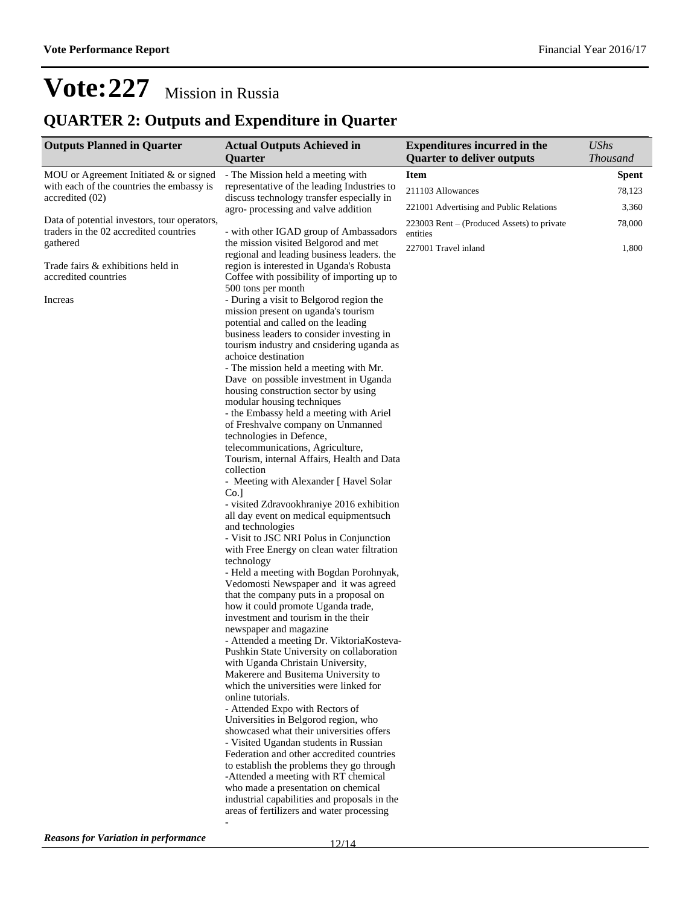# Vote:227 Mission in Russia

## QUARTER 2: Outputs and Expenditure in Quarter

| Outputs Planned in Quarter | Actual Outputs Achieved in Quarter | Expenditures incurred in the Quarter to deliver outputs | *UShs Thousand* |
|---|---|---|---|
| MOU or Agreement Initiated & or signed with each of the countries the embassy is accredited (02)<br><br>Data of potential investors, tour operators, traders in the 02 accredited countries gathered<br><br>Trade fairs & exhibitions held in accredited countries<br><br>Increas | - The Mission held a meeting with representative of the leading Industries to discuss technology transfer especially in agro- processing and valve addition<br><br>- with other IGAD group of Ambassadors the mission visited Belgorod and met regional and leading business leaders. the region is interested in Uganda's Robusta Coffee with possibility of importing up to 500 tons per month<br>- During a visit to Belgorod region the mission present on uganda's tourism potential and called on the leading business leaders to consider investing in tourism industry and cnsidering uganda as achoice destination<br>- The mission held a meeting with Mr. Dave on possible investment in Uganda housing construction sector by using modular housing techniques<br>- the Embassy held a meeting with Ariel of Freshvalve company on Unmanned technologies in Defence, telecommunications, Agriculture, Tourism, internal Affairs, Health and Data collection<br>- Meeting with Alexander [ Havel Solar Co.]<br>- visited Zdravookhraniye 2016 exhibition all day event on medical equipmentsuch and technologies<br>- Visit to JSC NRI Polus in Conjunction with Free Energy on clean water filtration technology<br>- Held a meeting with Bogdan Porohnyak, Vedomosti Newspaper and it was agreed that the company puts in a proposal on how it could promote Uganda trade, investment and tourism in the their newspaper and magazine<br>- Attended a meeting Dr. ViktoriaKosteva-Pushkin State University on collaboration with Uganda Christain University, Makerere and Busitema University to which the universities were linked for online tutorials.<br>- Attended Expo with Rectors of Universities in Belgorod region, who showcased what their universities offers<br>- Visited Ugandan students in Russian Federation and other accredited countries to establish the problems they go through<br>-Attended a meeting with RT chemical who made a presentation on chemical industrial capabilities and proposals in the areas of fertilizers and water processing<br>- | **Item**<br>211103 Allowances<br>221001 Advertising and Public Relations<br>223003 Rent – (Produced Assets) to private entities<br>227001 Travel inland | **Spent**<br>78,123<br>3,360<br>78,000<br>1,800 |

***Reasons for Variation in performance***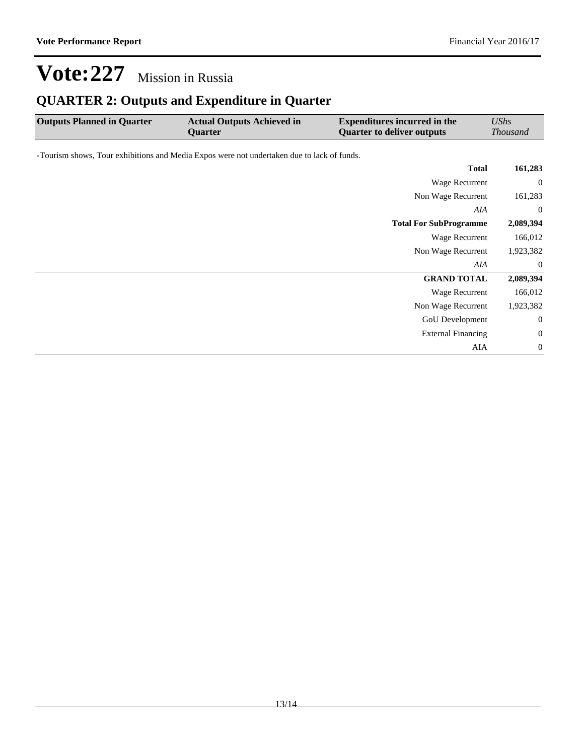# Vote:227 Mission in Russia

## QUARTER 2: Outputs and Expenditure in Quarter

| Outputs Planned in Quarter | Actual Outputs Achieved in Quarter | Expenditures incurred in the Quarter to deliver outputs | *UShs Thousand* |
|---|---|---|---|

-Tourism shows, Tour exhibitions and Media Expos were not undertaken due to lack of funds.

| | |
|---|---|
| **Total** | **161,283** |
| Wage Recurrent | 0 |
| Non Wage Recurrent | 161,283 |
| *AIA* | 0 |
| **Total For SubProgramme** | **2,089,394** |
| Wage Recurrent | 166,012 |
| Non Wage Recurrent | 1,923,382 |
| *AIA* | 0 |
| **GRAND TOTAL** | **2,089,394** |
| Wage Recurrent | 166,012 |
| Non Wage Recurrent | 1,923,382 |
| GoU Development | 0 |
| External Financing | 0 |
| AIA | 0 |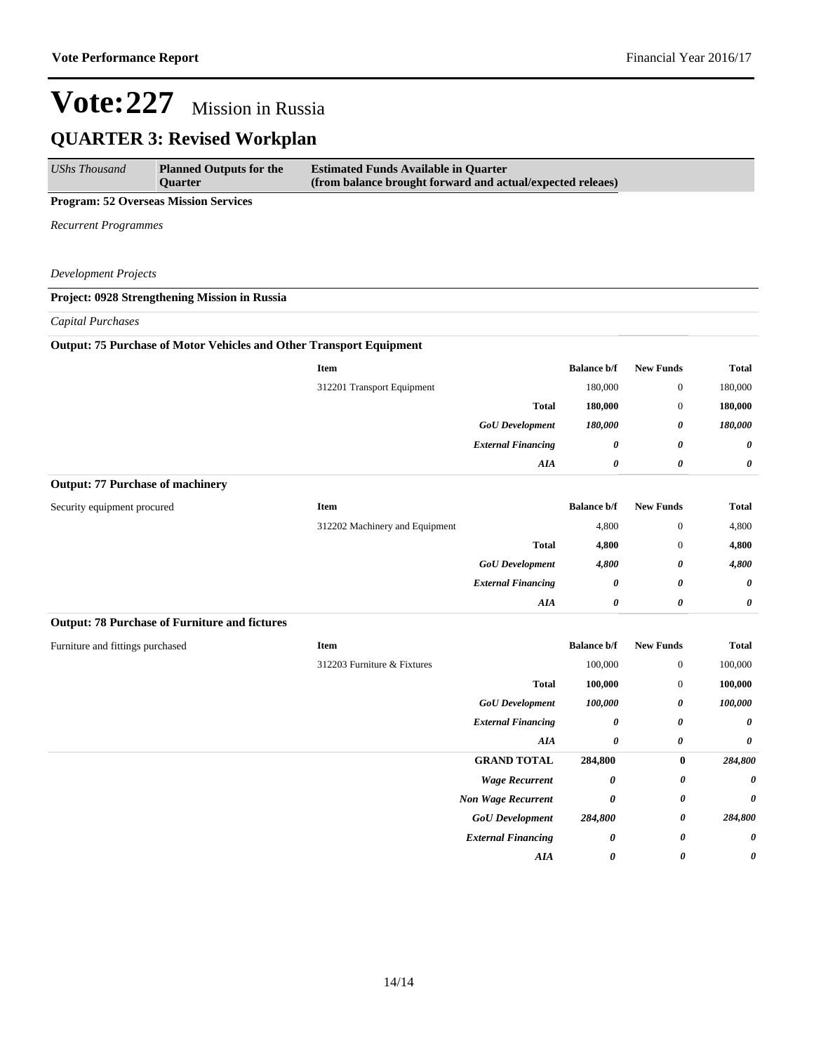# Vote:227 Mission in Russia

## QUARTER 3: Revised Workplan

| *UShs Thousand* | **Planned Outputs for the Quarter** | **Estimated Funds Available in Quarter (from balance brought forward and actual/expected releaes)** | | | |
|---|---|---|---|---|---|

**Program: 52 Overseas Mission Services**

*Recurrent Programmes*

*Development Projects*

**Project: 0928 Strengthening Mission in Russia**

*Capital Purchases*

**Output: 75 Purchase of Motor Vehicles and Other Transport Equipment**

| | **Item** | **Balance b/f** | **New Funds** | **Total** |
|---|---|---|---|---|
| | 312201 Transport Equipment | 180,000 | 0 | 180,000 |
| | **Total** | **180,000** | 0 | **180,000** |
| | ***GoU Development*** | ***180,000*** | ***0*** | ***180,000*** |
| | ***External Financing*** | ***0*** | ***0*** | ***0*** |
| | ***AIA*** | ***0*** | ***0*** | ***0*** |

**Output: 77 Purchase of machinery**

| | **Item** | **Balance b/f** | **New Funds** | **Total** |
|---|---|---|---|---|
| Security equipment procured | 312202 Machinery and Equipment | 4,800 | 0 | 4,800 |
| | **Total** | **4,800** | 0 | **4,800** |
| | ***GoU Development*** | ***4,800*** | ***0*** | ***4,800*** |
| | ***External Financing*** | ***0*** | ***0*** | ***0*** |
| | ***AIA*** | ***0*** | ***0*** | ***0*** |

**Output: 78 Purchase of Furniture and fictures**

| | **Item** | **Balance b/f** | **New Funds** | **Total** |
|---|---|---|---|---|
| Furniture and fittings purchased | 312203 Furniture & Fixtures | 100,000 | 0 | 100,000 |
| | **Total** | **100,000** | 0 | **100,000** |
| | ***GoU Development*** | ***100,000*** | ***0*** | ***100,000*** |
| | ***External Financing*** | ***0*** | ***0*** | ***0*** |
| | ***AIA*** | ***0*** | ***0*** | ***0*** |
| | **GRAND TOTAL** | **284,800** | **0** | ***284,800*** |
| | ***Wage Recurrent*** | ***0*** | ***0*** | ***0*** |
| | ***Non Wage Recurrent*** | ***0*** | ***0*** | ***0*** |
| | ***GoU Development*** | ***284,800*** | ***0*** | ***284,800*** |
| | ***External Financing*** | ***0*** | ***0*** | ***0*** |
| | ***AIA*** | ***0*** | ***0*** | ***0*** |